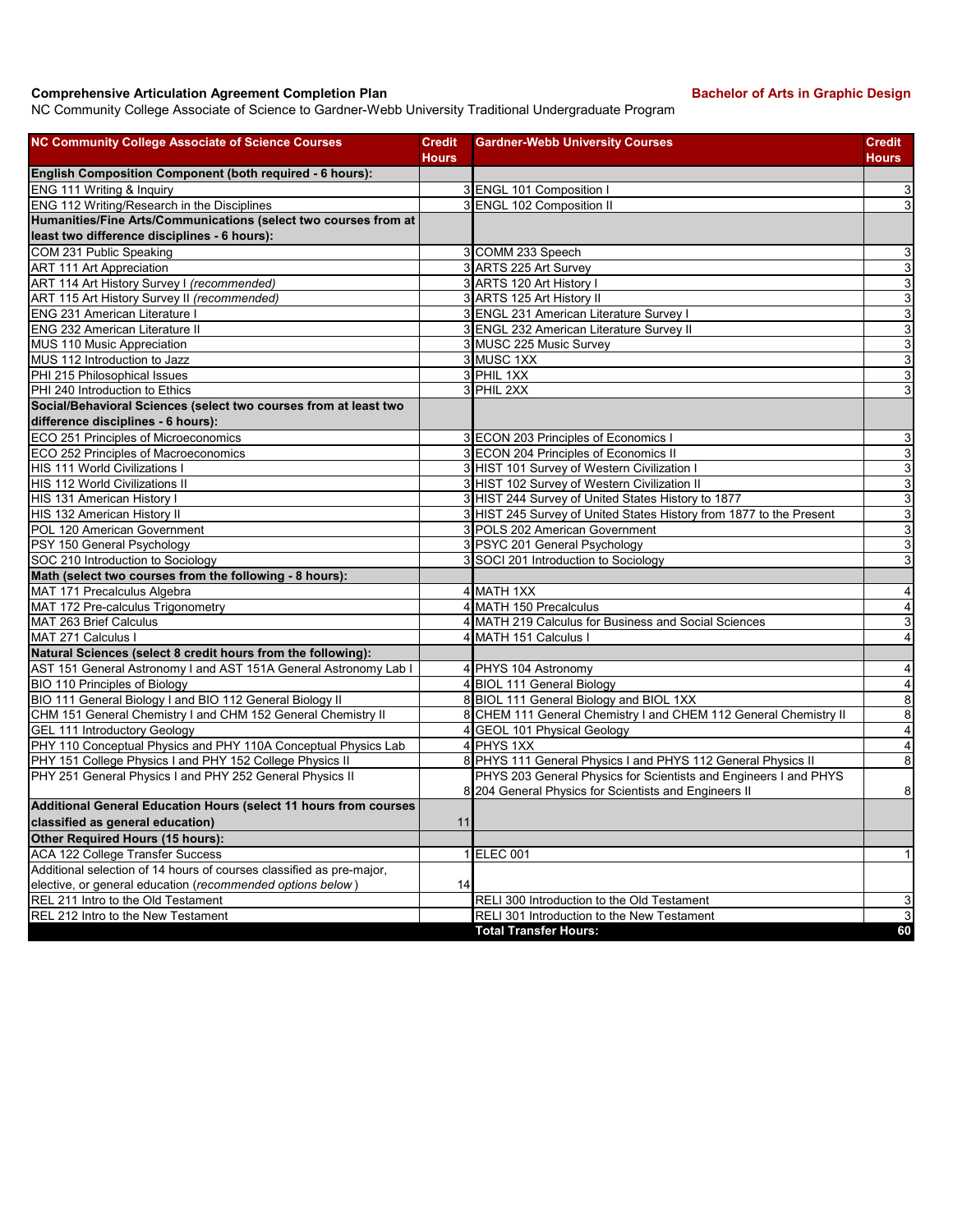**Comprehensive Articulation Agreement Completion Plan** — **Bachelor of Arts in Graphic Design**

NC Community College Associate of Science to Gardner-Webb University Traditional Undergraduate Program

| NC Community College Associate of Science Courses | Credit Hours | Gardner-Webb University Courses | Credit Hours |
|---|---|---|---|
| **English Composition Component (both required - 6 hours):** | | | |
| ENG 111 Writing & Inquiry | 3 | ENGL 101 Composition I | 3 |
| ENG 112 Writing/Research in the Disciplines | 3 | ENGL 102 Composition II | 3 |
| **Humanities/Fine Arts/Communications (select two courses from at least two difference disciplines - 6 hours):** | | | |
| COM 231 Public Speaking | 3 | COMM 233 Speech | 3 |
| ART 111 Art Appreciation | 3 | ARTS 225 Art Survey | 3 |
| ART 114 Art History Survey I *(recommended)* | 3 | ARTS 120 Art History I | 3 |
| ART 115 Art History Survey II *(recommended)* | 3 | ARTS 125 Art History II | 3 |
| ENG 231 American Literature I | 3 | ENGL 231 American Literature Survey I | 3 |
| ENG 232 American Literature II | 3 | ENGL 232 American Literature Survey II | 3 |
| MUS 110 Music Appreciation | 3 | MUSC 225 Music Survey | 3 |
| MUS 112 Introduction to Jazz | 3 | MUSC 1XX | 3 |
| PHI 215 Philosophical Issues | 3 | PHIL 1XX | 3 |
| PHI 240 Introduction to Ethics | 3 | PHIL 2XX | 3 |
| **Social/Behavioral Sciences (select two courses from at least two difference disciplines - 6 hours):** | | | |
| ECO 251 Principles of Microeconomics | 3 | ECON 203 Principles of Economics I | 3 |
| ECO 252 Principles of Macroeconomics | 3 | ECON 204 Principles of Economics II | 3 |
| HIS 111 World Civilizations I | 3 | HIST 101 Survey of Western Civilization I | 3 |
| HIS 112 World Civilizations II | 3 | HIST 102 Survey of Western Civilization II | 3 |
| HIS 131 American History I | 3 | HIST 244 Survey of United States History to 1877 | 3 |
| HIS 132 American History II | 3 | HIST 245 Survey of United States History from 1877 to the Present | 3 |
| POL 120 American Government | 3 | POLS 202 American Government | 3 |
| PSY 150 General Psychology | 3 | PSYC 201 General Psychology | 3 |
| SOC 210 Introduction to Sociology | 3 | SOCI 201 Introduction to Sociology | 3 |
| **Math (select two courses from the following - 8 hours):** | | | |
| MAT 171 Precalculus Algebra | 4 | MATH 1XX | 4 |
| MAT 172 Pre-calculus Trigonometry | 4 | MATH 150 Precalculus | 4 |
| MAT 263 Brief Calculus | 4 | MATH 219 Calculus for Business and Social Sciences | 3 |
| MAT 271 Calculus I | 4 | MATH 151 Calculus I | 4 |
| **Natural Sciences (select 8 credit hours from the following):** | | | |
| AST 151 General Astronomy I and AST 151A General Astronomy Lab I | 4 | PHYS 104 Astronomy | 4 |
| BIO 110 Principles of Biology | 4 | BIOL 111 General Biology | 4 |
| BIO 111 General Biology I and BIO 112 General Biology II | 8 | BIOL 111 General Biology and BIOL 1XX | 8 |
| CHM 151 General Chemistry I and CHM 152 General Chemistry II | 8 | CHEM 111 General Chemistry I and CHEM 112 General Chemistry II | 8 |
| GEL 111 Introductory Geology | 4 | GEOL 101 Physical Geology | 4 |
| PHY 110 Conceptual Physics and PHY 110A Conceptual Physics Lab | 4 | PHYS 1XX | 4 |
| PHY 151 College Physics I and PHY 152 College Physics II | 8 | PHYS 111 General Physics I and PHYS 112 General Physics II | 8 |
| PHY 251 General Physics I and PHY 252 General Physics II | 8 | PHYS 203 General Physics for Scientists and Engineers I and PHYS 204 General Physics for Scientists and Engineers II | 8 |
| **Additional General Education Hours (select 11 hours from courses classified as general education)** | 11 | | |
| **Other Required Hours (15 hours):** | | | |
| ACA 122 College Transfer Success | 1 | ELEC 001 | 1 |
| Additional selection of 14 hours of courses classified as pre-major, elective, or general education (*recommended options below*) | 14 | | |
| REL 211 Intro to the Old Testament | | RELI 300 Introduction to the Old Testament | 3 |
| REL 212 Intro to the New Testament | | RELI 301 Introduction to the New Testament | 3 |
| | | **Total Transfer Hours:** | **60** |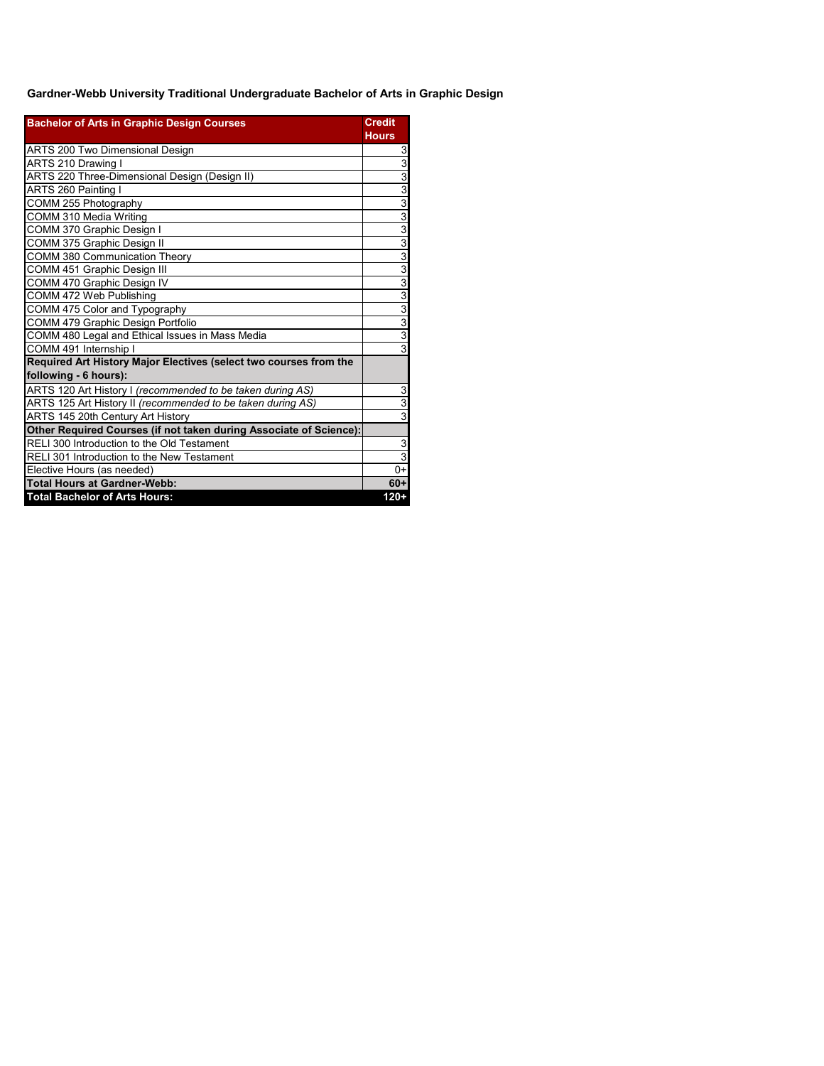**Gardner-Webb University Traditional Undergraduate Bachelor of Arts in Graphic Design**

| Bachelor of Arts in Graphic Design Courses | Credit Hours |
|---|---|
| ARTS 200 Two Dimensional Design | 3 |
| ARTS 210 Drawing I | 3 |
| ARTS 220 Three-Dimensional Design (Design II) | 3 |
| ARTS 260 Painting I | 3 |
| COMM 255 Photography | 3 |
| COMM 310 Media Writing | 3 |
| COMM 370 Graphic Design I | 3 |
| COMM 375 Graphic Design II | 3 |
| COMM 380 Communication Theory | 3 |
| COMM 451 Graphic Design III | 3 |
| COMM 470 Graphic Design IV | 3 |
| COMM 472 Web Publishing | 3 |
| COMM 475 Color and Typography | 3 |
| COMM 479 Graphic Design Portfolio | 3 |
| COMM 480 Legal and Ethical Issues in Mass Media | 3 |
| COMM 491 Internship I | 3 |
| **Required Art History Major Electives (select two courses from the following - 6 hours):** | |
| ARTS 120 Art History I *(recommended to be taken during AS)* | 3 |
| ARTS 125 Art History II *(recommended to be taken during AS)* | 3 |
| ARTS 145 20th Century Art History | 3 |
| **Other Required Courses (if not taken during Associate of Science):** | |
| RELI 300 Introduction to the Old Testament | 3 |
| RELI 301 Introduction to the New Testament | 3 |
| Elective Hours (as needed) | 0+ |
| **Total Hours at Gardner-Webb:** | **60+** |
| **Total Bachelor of Arts Hours:** | **120+** |